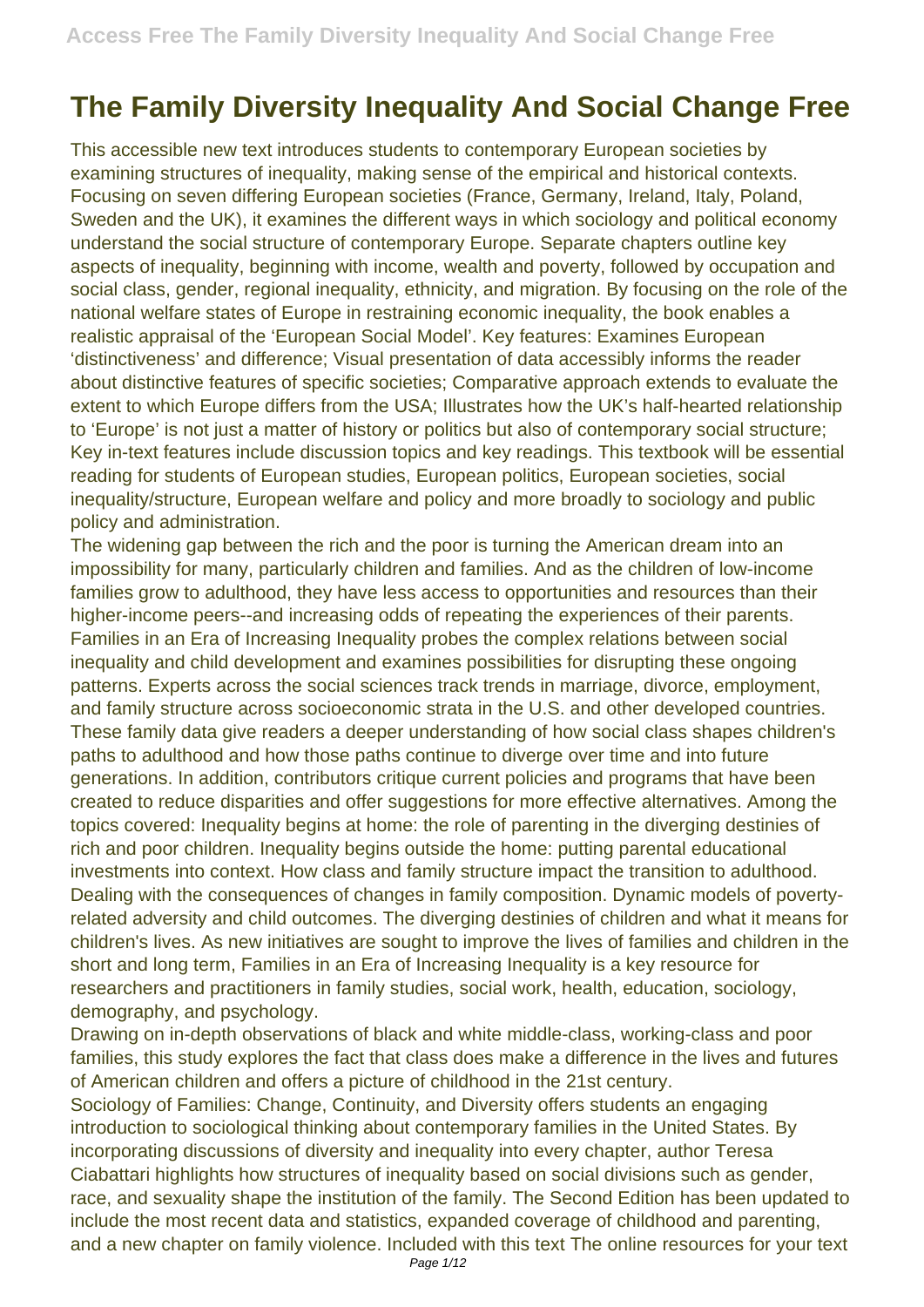# The Family Diversity Inequality And Social Change Free

This accessible new text introduces students to contemporary European societies by examining structures of inequality, making sense of the empirical and historical contexts. Focusing on seven differing European societies (France, Germany, Ireland, Italy, Poland, Sweden and the UK), it examines the different ways in which sociology and political economy understand the social structure of contemporary Europe. Separate chapters outline key aspects of inequality, beginning with income, wealth and poverty, followed by occupation and social class, gender, regional inequality, ethnicity, and migration. By focusing on the role of the national welfare states of Europe in restraining economic inequality, the book enables a realistic appraisal of the 'European Social Model'. Key features: Examines European 'distinctiveness' and difference; Visual presentation of data accessibly informs the reader about distinctive features of specific societies; Comparative approach extends to evaluate the extent to which Europe differs from the USA; Illustrates how the UK's half-hearted relationship to 'Europe' is not just a matter of history or politics but also of contemporary social structure; Key in-text features include discussion topics and key readings. This textbook will be essential reading for students of European studies, European politics, European societies, social inequality/structure, European welfare and policy and more broadly to sociology and public policy and administration.

The widening gap between the rich and the poor is turning the American dream into an impossibility for many, particularly children and families. And as the children of low-income families grow to adulthood, they have less access to opportunities and resources than their higher-income peers--and increasing odds of repeating the experiences of their parents. Families in an Era of Increasing Inequality probes the complex relations between social inequality and child development and examines possibilities for disrupting these ongoing patterns. Experts across the social sciences track trends in marriage, divorce, employment, and family structure across socioeconomic strata in the U.S. and other developed countries. These family data give readers a deeper understanding of how social class shapes children's paths to adulthood and how those paths continue to diverge over time and into future generations. In addition, contributors critique current policies and programs that have been created to reduce disparities and offer suggestions for more effective alternatives. Among the topics covered: Inequality begins at home: the role of parenting in the diverging destinies of rich and poor children. Inequality begins outside the home: putting parental educational investments into context. How class and family structure impact the transition to adulthood. Dealing with the consequences of changes in family composition. Dynamic models of poverty-related adversity and child outcomes. The diverging destinies of children and what it means for children's lives. As new initiatives are sought to improve the lives of families and children in the short and long term, Families in an Era of Increasing Inequality is a key resource for researchers and practitioners in family studies, social work, health, education, sociology, demography, and psychology.

Drawing on in-depth observations of black and white middle-class, working-class and poor families, this study explores the fact that class does make a difference in the lives and futures of American children and offers a picture of childhood in the 21st century.

Sociology of Families: Change, Continuity, and Diversity offers students an engaging introduction to sociological thinking about contemporary families in the United States. By incorporating discussions of diversity and inequality into every chapter, author Teresa Ciabattari highlights how structures of inequality based on social divisions such as gender, race, and sexuality shape the institution of the family. The Second Edition has been updated to include the most recent data and statistics, expanded coverage of childhood and parenting, and a new chapter on family violence. Included with this text The online resources for your text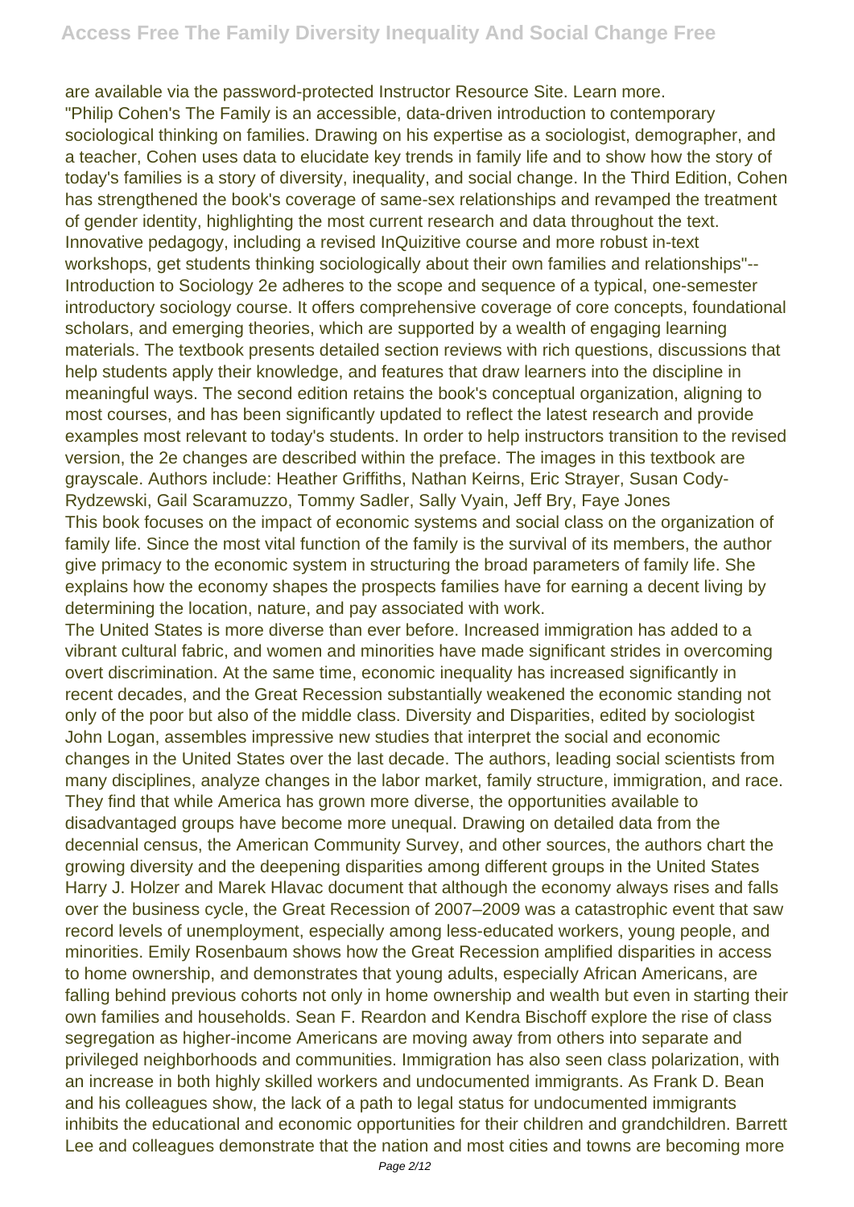are available via the password-protected Instructor Resource Site. Learn more.

"Philip Cohen's The Family is an accessible, data-driven introduction to contemporary sociological thinking on families. Drawing on his expertise as a sociologist, demographer, and a teacher, Cohen uses data to elucidate key trends in family life and to show how the story of today's families is a story of diversity, inequality, and social change. In the Third Edition, Cohen has strengthened the book's coverage of same-sex relationships and revamped the treatment of gender identity, highlighting the most current research and data throughout the text. Innovative pedagogy, including a revised InQuizitive course and more robust in-text workshops, get students thinking sociologically about their own families and relationships"--

Introduction to Sociology 2e adheres to the scope and sequence of a typical, one-semester introductory sociology course. It offers comprehensive coverage of core concepts, foundational scholars, and emerging theories, which are supported by a wealth of engaging learning materials. The textbook presents detailed section reviews with rich questions, discussions that help students apply their knowledge, and features that draw learners into the discipline in meaningful ways. The second edition retains the book's conceptual organization, aligning to most courses, and has been significantly updated to reflect the latest research and provide examples most relevant to today's students. In order to help instructors transition to the revised version, the 2e changes are described within the preface. The images in this textbook are grayscale. Authors include: Heather Griffiths, Nathan Keirns, Eric Strayer, Susan Cody-Rydzewski, Gail Scaramuzzo, Tommy Sadler, Sally Vyain, Jeff Bry, Faye Jones

This book focuses on the impact of economic systems and social class on the organization of family life. Since the most vital function of the family is the survival of its members, the author give primacy to the economic system in structuring the broad parameters of family life. She explains how the economy shapes the prospects families have for earning a decent living by determining the location, nature, and pay associated with work.

The United States is more diverse than ever before. Increased immigration has added to a vibrant cultural fabric, and women and minorities have made significant strides in overcoming overt discrimination. At the same time, economic inequality has increased significantly in recent decades, and the Great Recession substantially weakened the economic standing not only of the poor but also of the middle class. Diversity and Disparities, edited by sociologist John Logan, assembles impressive new studies that interpret the social and economic changes in the United States over the last decade. The authors, leading social scientists from many disciplines, analyze changes in the labor market, family structure, immigration, and race. They find that while America has grown more diverse, the opportunities available to disadvantaged groups have become more unequal. Drawing on detailed data from the decennial census, the American Community Survey, and other sources, the authors chart the growing diversity and the deepening disparities among different groups in the United States Harry J. Holzer and Marek Hlavac document that although the economy always rises and falls over the business cycle, the Great Recession of 2007–2009 was a catastrophic event that saw record levels of unemployment, especially among less-educated workers, young people, and minorities. Emily Rosenbaum shows how the Great Recession amplified disparities in access to home ownership, and demonstrates that young adults, especially African Americans, are falling behind previous cohorts not only in home ownership and wealth but even in starting their own families and households. Sean F. Reardon and Kendra Bischoff explore the rise of class segregation as higher-income Americans are moving away from others into separate and privileged neighborhoods and communities. Immigration has also seen class polarization, with an increase in both highly skilled workers and undocumented immigrants. As Frank D. Bean and his colleagues show, the lack of a path to legal status for undocumented immigrants inhibits the educational and economic opportunities for their children and grandchildren. Barrett Lee and colleagues demonstrate that the nation and most cities and towns are becoming more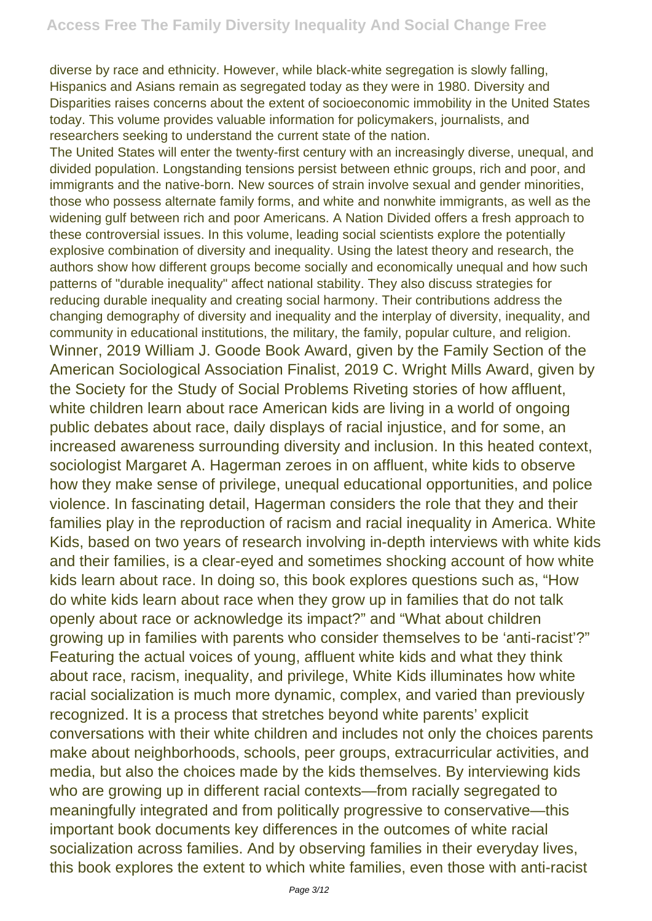diverse by race and ethnicity. However, while black-white segregation is slowly falling, Hispanics and Asians remain as segregated today as they were in 1980. Diversity and Disparities raises concerns about the extent of socioeconomic immobility in the United States today. This volume provides valuable information for policymakers, journalists, and researchers seeking to understand the current state of the nation.

The United States will enter the twenty-first century with an increasingly diverse, unequal, and divided population. Longstanding tensions persist between ethnic groups, rich and poor, and immigrants and the native-born. New sources of strain involve sexual and gender minorities, those who possess alternate family forms, and white and nonwhite immigrants, as well as the widening gulf between rich and poor Americans. A Nation Divided offers a fresh approach to these controversial issues. In this volume, leading social scientists explore the potentially explosive combination of diversity and inequality. Using the latest theory and research, the authors show how different groups become socially and economically unequal and how such patterns of "durable inequality" affect national stability. They also discuss strategies for reducing durable inequality and creating social harmony. Their contributions address the changing demography of diversity and inequality and the interplay of diversity, inequality, and community in educational institutions, the military, the family, popular culture, and religion.

Winner, 2019 William J. Goode Book Award, given by the Family Section of the American Sociological Association Finalist, 2019 C. Wright Mills Award, given by the Society for the Study of Social Problems Riveting stories of how affluent, white children learn about race American kids are living in a world of ongoing public debates about race, daily displays of racial injustice, and for some, an increased awareness surrounding diversity and inclusion. In this heated context, sociologist Margaret A. Hagerman zeroes in on affluent, white kids to observe how they make sense of privilege, unequal educational opportunities, and police violence. In fascinating detail, Hagerman considers the role that they and their families play in the reproduction of racism and racial inequality in America. White Kids, based on two years of research involving in-depth interviews with white kids and their families, is a clear-eyed and sometimes shocking account of how white kids learn about race. In doing so, this book explores questions such as, "How do white kids learn about race when they grow up in families that do not talk openly about race or acknowledge its impact?" and "What about children growing up in families with parents who consider themselves to be 'anti-racist'?" Featuring the actual voices of young, affluent white kids and what they think about race, racism, inequality, and privilege, White Kids illuminates how white racial socialization is much more dynamic, complex, and varied than previously recognized. It is a process that stretches beyond white parents' explicit conversations with their white children and includes not only the choices parents make about neighborhoods, schools, peer groups, extracurricular activities, and media, but also the choices made by the kids themselves. By interviewing kids who are growing up in different racial contexts—from racially segregated to meaningfully integrated and from politically progressive to conservative—this important book documents key differences in the outcomes of white racial socialization across families. And by observing families in their everyday lives, this book explores the extent to which white families, even those with anti-racist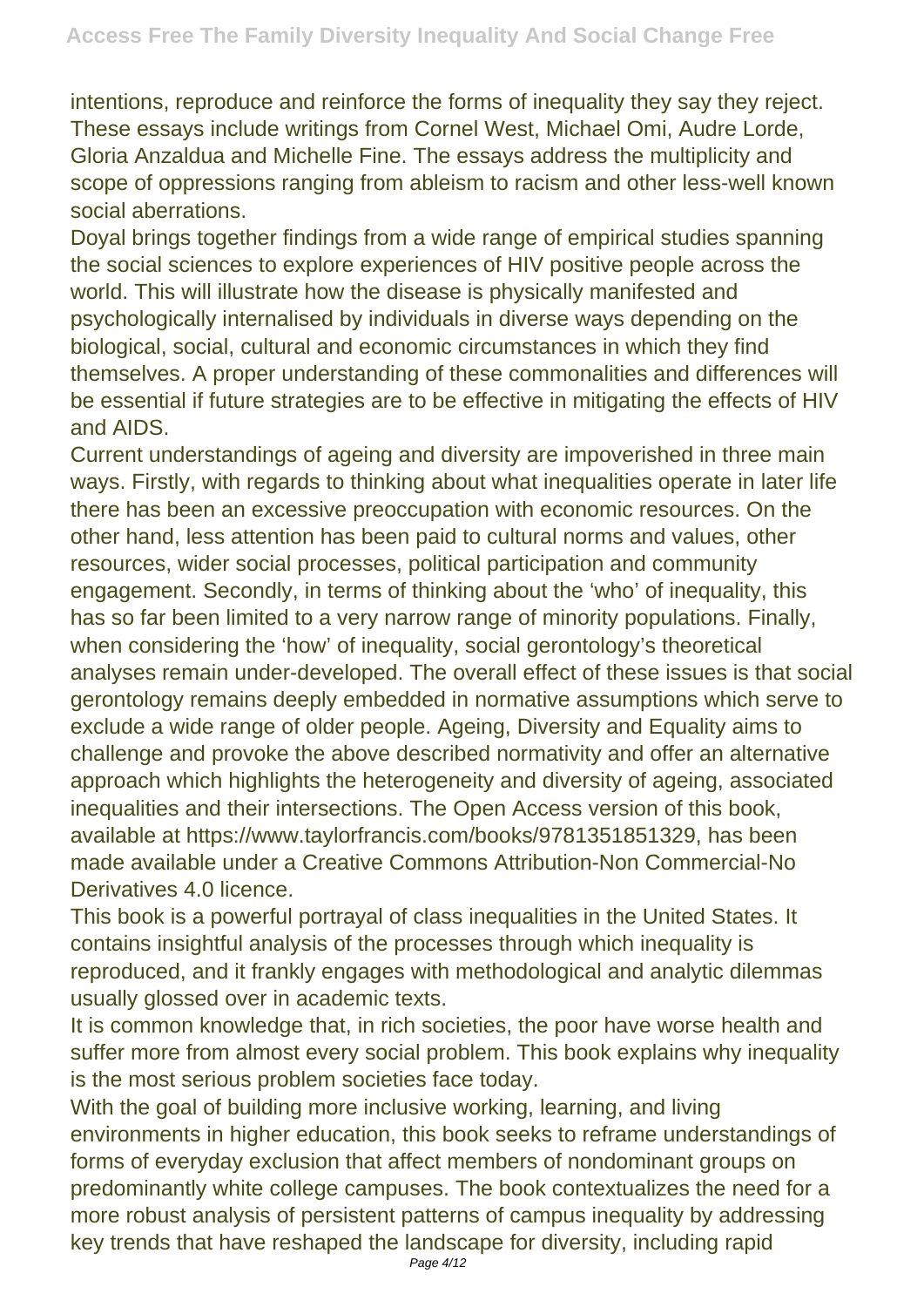intentions, reproduce and reinforce the forms of inequality they say they reject. These essays include writings from Cornel West, Michael Omi, Audre Lorde, Gloria Anzaldua and Michelle Fine. The essays address the multiplicity and scope of oppressions ranging from ableism to racism and other less-well known social aberrations.

Doyal brings together findings from a wide range of empirical studies spanning the social sciences to explore experiences of HIV positive people across the world. This will illustrate how the disease is physically manifested and psychologically internalised by individuals in diverse ways depending on the biological, social, cultural and economic circumstances in which they find themselves. A proper understanding of these commonalities and differences will be essential if future strategies are to be effective in mitigating the effects of HIV and AIDS.

Current understandings of ageing and diversity are impoverished in three main ways. Firstly, with regards to thinking about what inequalities operate in later life there has been an excessive preoccupation with economic resources. On the other hand, less attention has been paid to cultural norms and values, other resources, wider social processes, political participation and community engagement. Secondly, in terms of thinking about the 'who' of inequality, this has so far been limited to a very narrow range of minority populations. Finally, when considering the 'how' of inequality, social gerontology's theoretical analyses remain under-developed. The overall effect of these issues is that social gerontology remains deeply embedded in normative assumptions which serve to exclude a wide range of older people. Ageing, Diversity and Equality aims to challenge and provoke the above described normativity and offer an alternative approach which highlights the heterogeneity and diversity of ageing, associated inequalities and their intersections. The Open Access version of this book, available at https://www.taylorfrancis.com/books/9781351851329, has been made available under a Creative Commons Attribution-Non Commercial-No Derivatives 4.0 licence.

This book is a powerful portrayal of class inequalities in the United States. It contains insightful analysis of the processes through which inequality is reproduced, and it frankly engages with methodological and analytic dilemmas usually glossed over in academic texts.

It is common knowledge that, in rich societies, the poor have worse health and suffer more from almost every social problem. This book explains why inequality is the most serious problem societies face today.

With the goal of building more inclusive working, learning, and living environments in higher education, this book seeks to reframe understandings of forms of everyday exclusion that affect members of nondominant groups on predominantly white college campuses. The book contextualizes the need for a more robust analysis of persistent patterns of campus inequality by addressing key trends that have reshaped the landscape for diversity, including rapid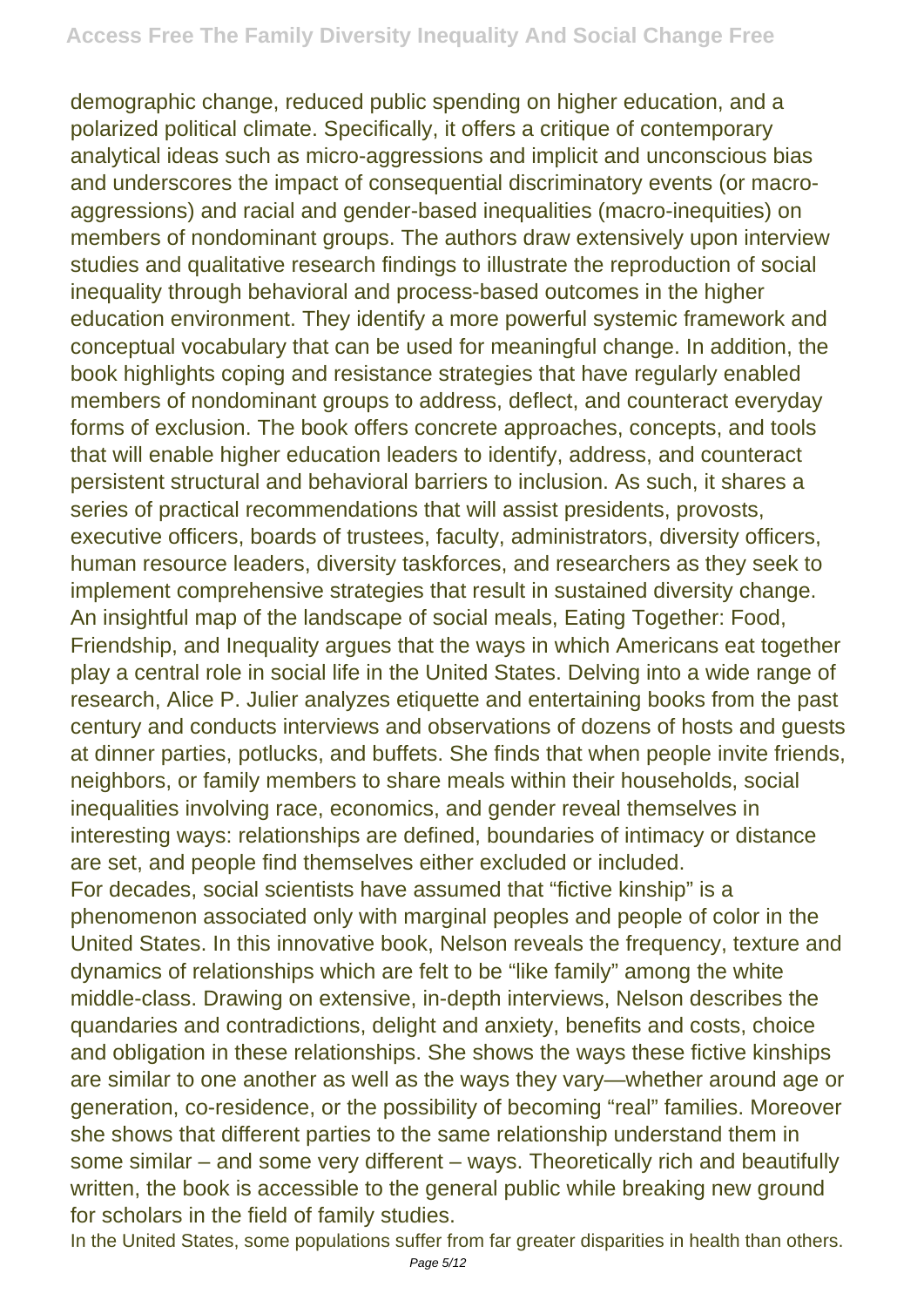demographic change, reduced public spending on higher education, and a polarized political climate. Specifically, it offers a critique of contemporary analytical ideas such as micro-aggressions and implicit and unconscious bias and underscores the impact of consequential discriminatory events (or macro-aggressions) and racial and gender-based inequalities (macro-inequities) on members of nondominant groups. The authors draw extensively upon interview studies and qualitative research findings to illustrate the reproduction of social inequality through behavioral and process-based outcomes in the higher education environment. They identify a more powerful systemic framework and conceptual vocabulary that can be used for meaningful change. In addition, the book highlights coping and resistance strategies that have regularly enabled members of nondominant groups to address, deflect, and counteract everyday forms of exclusion. The book offers concrete approaches, concepts, and tools that will enable higher education leaders to identify, address, and counteract persistent structural and behavioral barriers to inclusion. As such, it shares a series of practical recommendations that will assist presidents, provosts, executive officers, boards of trustees, faculty, administrators, diversity officers, human resource leaders, diversity taskforces, and researchers as they seek to implement comprehensive strategies that result in sustained diversity change.

An insightful map of the landscape of social meals, Eating Together: Food, Friendship, and Inequality argues that the ways in which Americans eat together play a central role in social life in the United States. Delving into a wide range of research, Alice P. Julier analyzes etiquette and entertaining books from the past century and conducts interviews and observations of dozens of hosts and guests at dinner parties, potlucks, and buffets. She finds that when people invite friends, neighbors, or family members to share meals within their households, social inequalities involving race, economics, and gender reveal themselves in interesting ways: relationships are defined, boundaries of intimacy or distance are set, and people find themselves either excluded or included.

For decades, social scientists have assumed that "fictive kinship" is a phenomenon associated only with marginal peoples and people of color in the United States. In this innovative book, Nelson reveals the frequency, texture and dynamics of relationships which are felt to be "like family" among the white middle-class. Drawing on extensive, in-depth interviews, Nelson describes the quandaries and contradictions, delight and anxiety, benefits and costs, choice and obligation in these relationships. She shows the ways these fictive kinships are similar to one another as well as the ways they vary—whether around age or generation, co-residence, or the possibility of becoming "real" families. Moreover she shows that different parties to the same relationship understand them in some similar – and some very different – ways. Theoretically rich and beautifully written, the book is accessible to the general public while breaking new ground for scholars in the field of family studies.

In the United States, some populations suffer from far greater disparities in health than others.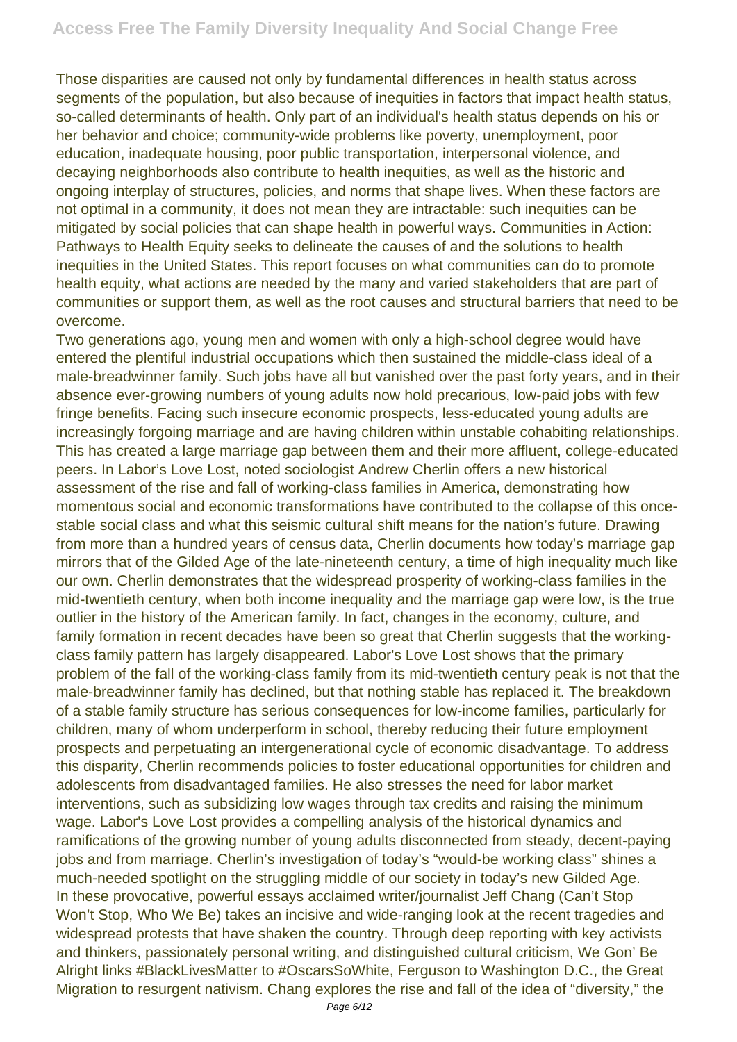Those disparities are caused not only by fundamental differences in health status across segments of the population, but also because of inequities in factors that impact health status, so-called determinants of health. Only part of an individual's health status depends on his or her behavior and choice; community-wide problems like poverty, unemployment, poor education, inadequate housing, poor public transportation, interpersonal violence, and decaying neighborhoods also contribute to health inequities, as well as the historic and ongoing interplay of structures, policies, and norms that shape lives. When these factors are not optimal in a community, it does not mean they are intractable: such inequities can be mitigated by social policies that can shape health in powerful ways. Communities in Action: Pathways to Health Equity seeks to delineate the causes of and the solutions to health inequities in the United States. This report focuses on what communities can do to promote health equity, what actions are needed by the many and varied stakeholders that are part of communities or support them, as well as the root causes and structural barriers that need to be overcome.

Two generations ago, young men and women with only a high-school degree would have entered the plentiful industrial occupations which then sustained the middle-class ideal of a male-breadwinner family. Such jobs have all but vanished over the past forty years, and in their absence ever-growing numbers of young adults now hold precarious, low-paid jobs with few fringe benefits. Facing such insecure economic prospects, less-educated young adults are increasingly forgoing marriage and are having children within unstable cohabiting relationships. This has created a large marriage gap between them and their more affluent, college-educated peers. In Labor's Love Lost, noted sociologist Andrew Cherlin offers a new historical assessment of the rise and fall of working-class families in America, demonstrating how momentous social and economic transformations have contributed to the collapse of this once-stable social class and what this seismic cultural shift means for the nation's future. Drawing from more than a hundred years of census data, Cherlin documents how today's marriage gap mirrors that of the Gilded Age of the late-nineteenth century, a time of high inequality much like our own. Cherlin demonstrates that the widespread prosperity of working-class families in the mid-twentieth century, when both income inequality and the marriage gap were low, is the true outlier in the history of the American family. In fact, changes in the economy, culture, and family formation in recent decades have been so great that Cherlin suggests that the working-class family pattern has largely disappeared. Labor's Love Lost shows that the primary problem of the fall of the working-class family from its mid-twentieth century peak is not that the male-breadwinner family has declined, but that nothing stable has replaced it. The breakdown of a stable family structure has serious consequences for low-income families, particularly for children, many of whom underperform in school, thereby reducing their future employment prospects and perpetuating an intergenerational cycle of economic disadvantage. To address this disparity, Cherlin recommends policies to foster educational opportunities for children and adolescents from disadvantaged families. He also stresses the need for labor market interventions, such as subsidizing low wages through tax credits and raising the minimum wage. Labor's Love Lost provides a compelling analysis of the historical dynamics and ramifications of the growing number of young adults disconnected from steady, decent-paying jobs and from marriage. Cherlin's investigation of today's "would-be working class" shines a much-needed spotlight on the struggling middle of our society in today's new Gilded Age.

In these provocative, powerful essays acclaimed writer/journalist Jeff Chang (Can't Stop Won't Stop, Who We Be) takes an incisive and wide-ranging look at the recent tragedies and widespread protests that have shaken the country. Through deep reporting with key activists and thinkers, passionately personal writing, and distinguished cultural criticism, We Gon' Be Alright links #BlackLivesMatter to #OscarsSoWhite, Ferguson to Washington D.C., the Great Migration to resurgent nativism. Chang explores the rise and fall of the idea of "diversity," the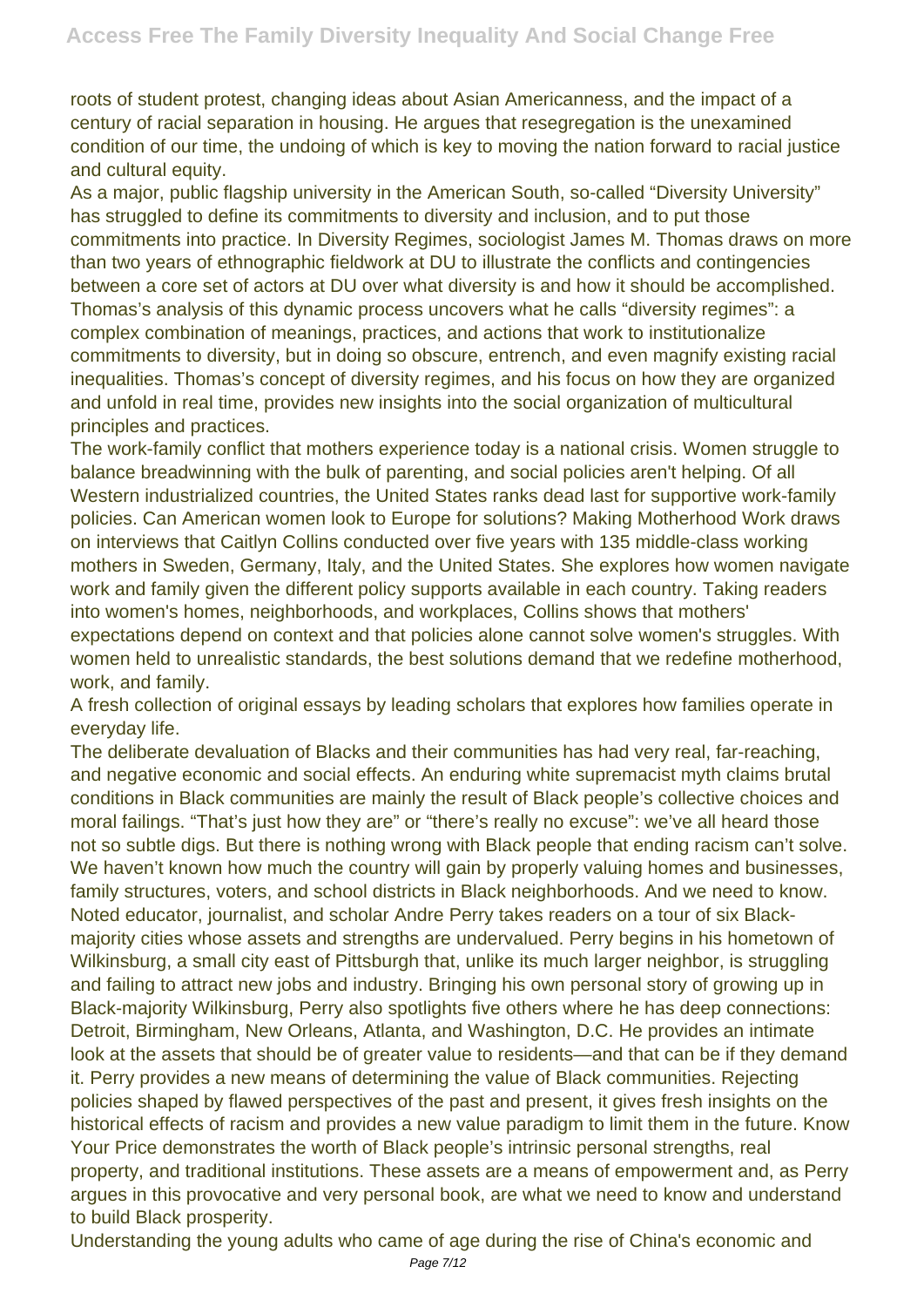roots of student protest, changing ideas about Asian Americanness, and the impact of a century of racial separation in housing. He argues that resegregation is the unexamined condition of our time, the undoing of which is key to moving the nation forward to racial justice and cultural equity.

As a major, public flagship university in the American South, so-called "Diversity University" has struggled to define its commitments to diversity and inclusion, and to put those commitments into practice. In Diversity Regimes, sociologist James M. Thomas draws on more than two years of ethnographic fieldwork at DU to illustrate the conflicts and contingencies between a core set of actors at DU over what diversity is and how it should be accomplished. Thomas's analysis of this dynamic process uncovers what he calls "diversity regimes": a complex combination of meanings, practices, and actions that work to institutionalize commitments to diversity, but in doing so obscure, entrench, and even magnify existing racial inequalities. Thomas's concept of diversity regimes, and his focus on how they are organized and unfold in real time, provides new insights into the social organization of multicultural principles and practices.

The work-family conflict that mothers experience today is a national crisis. Women struggle to balance breadwinning with the bulk of parenting, and social policies aren't helping. Of all Western industrialized countries, the United States ranks dead last for supportive work-family policies. Can American women look to Europe for solutions? Making Motherhood Work draws on interviews that Caitlyn Collins conducted over five years with 135 middle-class working mothers in Sweden, Germany, Italy, and the United States. She explores how women navigate work and family given the different policy supports available in each country. Taking readers into women's homes, neighborhoods, and workplaces, Collins shows that mothers' expectations depend on context and that policies alone cannot solve women's struggles. With women held to unrealistic standards, the best solutions demand that we redefine motherhood, work, and family.

A fresh collection of original essays by leading scholars that explores how families operate in everyday life.

The deliberate devaluation of Blacks and their communities has had very real, far-reaching, and negative economic and social effects. An enduring white supremacist myth claims brutal conditions in Black communities are mainly the result of Black people's collective choices and moral failings. "That's just how they are" or "there's really no excuse": we've all heard those not so subtle digs. But there is nothing wrong with Black people that ending racism can't solve. We haven't known how much the country will gain by properly valuing homes and businesses, family structures, voters, and school districts in Black neighborhoods. And we need to know. Noted educator, journalist, and scholar Andre Perry takes readers on a tour of six Black-majority cities whose assets and strengths are undervalued. Perry begins in his hometown of Wilkinsburg, a small city east of Pittsburgh that, unlike its much larger neighbor, is struggling and failing to attract new jobs and industry. Bringing his own personal story of growing up in Black-majority Wilkinsburg, Perry also spotlights five others where he has deep connections: Detroit, Birmingham, New Orleans, Atlanta, and Washington, D.C. He provides an intimate look at the assets that should be of greater value to residents—and that can be if they demand it. Perry provides a new means of determining the value of Black communities. Rejecting policies shaped by flawed perspectives of the past and present, it gives fresh insights on the historical effects of racism and provides a new value paradigm to limit them in the future. Know Your Price demonstrates the worth of Black people's intrinsic personal strengths, real property, and traditional institutions. These assets are a means of empowerment and, as Perry argues in this provocative and very personal book, are what we need to know and understand to build Black prosperity.

Understanding the young adults who came of age during the rise of China's economic and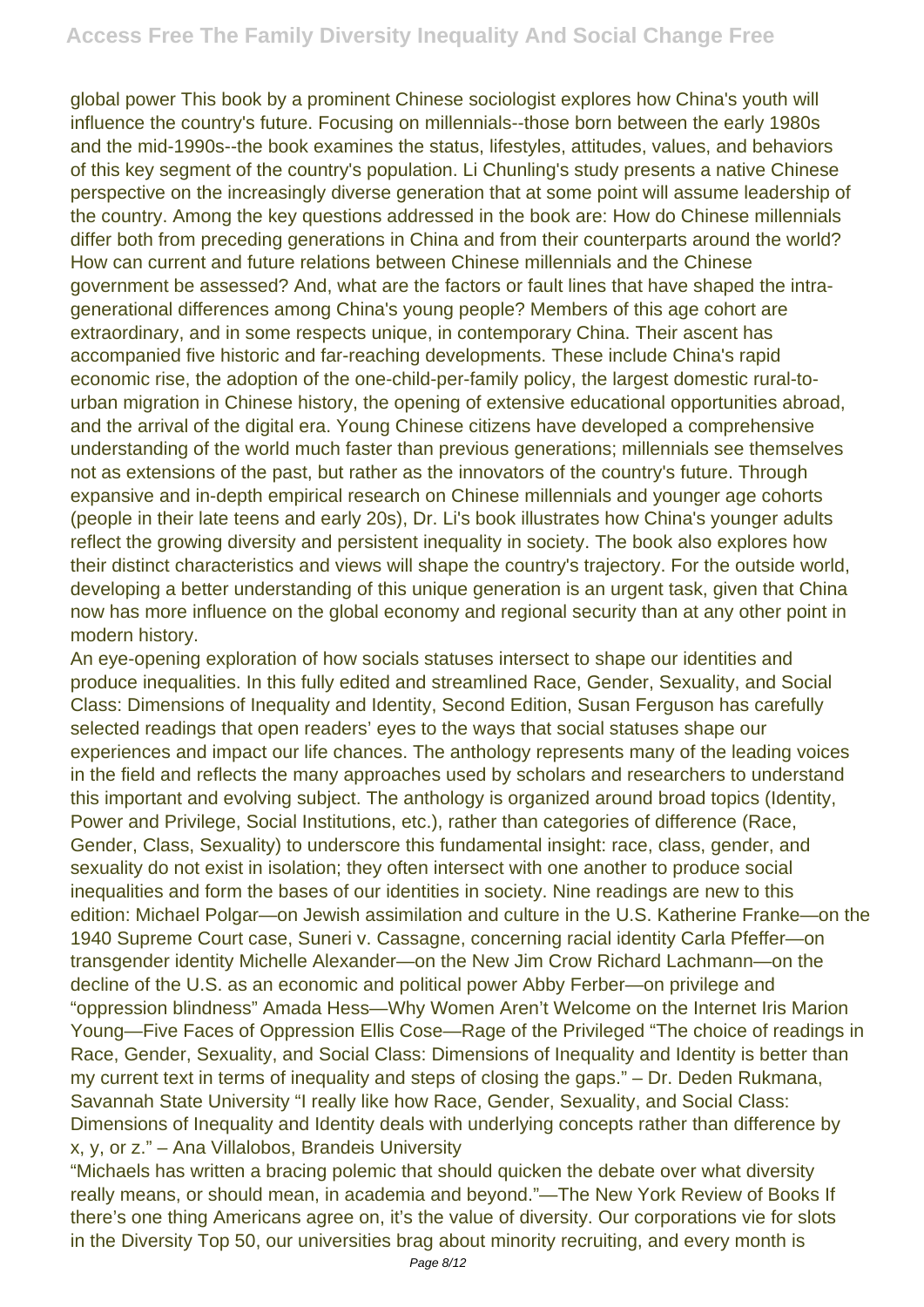global power This book by a prominent Chinese sociologist explores how China's youth will influence the country's future. Focusing on millennials--those born between the early 1980s and the mid-1990s--the book examines the status, lifestyles, attitudes, values, and behaviors of this key segment of the country's population. Li Chunling's study presents a native Chinese perspective on the increasingly diverse generation that at some point will assume leadership of the country. Among the key questions addressed in the book are: How do Chinese millennials differ both from preceding generations in China and from their counterparts around the world? How can current and future relations between Chinese millennials and the Chinese government be assessed? And, what are the factors or fault lines that have shaped the intra-generational differences among China's young people? Members of this age cohort are extraordinary, and in some respects unique, in contemporary China. Their ascent has accompanied five historic and far-reaching developments. These include China's rapid economic rise, the adoption of the one-child-per-family policy, the largest domestic rural-to-urban migration in Chinese history, the opening of extensive educational opportunities abroad, and the arrival of the digital era. Young Chinese citizens have developed a comprehensive understanding of the world much faster than previous generations; millennials see themselves not as extensions of the past, but rather as the innovators of the country's future. Through expansive and in-depth empirical research on Chinese millennials and younger age cohorts (people in their late teens and early 20s), Dr. Li's book illustrates how China's younger adults reflect the growing diversity and persistent inequality in society. The book also explores how their distinct characteristics and views will shape the country's trajectory. For the outside world, developing a better understanding of this unique generation is an urgent task, given that China now has more influence on the global economy and regional security than at any other point in modern history.

An eye-opening exploration of how socials statuses intersect to shape our identities and produce inequalities. In this fully edited and streamlined Race, Gender, Sexuality, and Social Class: Dimensions of Inequality and Identity, Second Edition, Susan Ferguson has carefully selected readings that open readers' eyes to the ways that social statuses shape our experiences and impact our life chances. The anthology represents many of the leading voices in the field and reflects the many approaches used by scholars and researchers to understand this important and evolving subject. The anthology is organized around broad topics (Identity, Power and Privilege, Social Institutions, etc.), rather than categories of difference (Race, Gender, Class, Sexuality) to underscore this fundamental insight: race, class, gender, and sexuality do not exist in isolation; they often intersect with one another to produce social inequalities and form the bases of our identities in society. Nine readings are new to this edition: Michael Polgar—on Jewish assimilation and culture in the U.S. Katherine Franke—on the 1940 Supreme Court case, Suneri v. Cassagne, concerning racial identity Carla Pfeffer—on transgender identity Michelle Alexander—on the New Jim Crow Richard Lachmann—on the decline of the U.S. as an economic and political power Abby Ferber—on privilege and "oppression blindness" Amada Hess—Why Women Aren't Welcome on the Internet Iris Marion Young—Five Faces of Oppression Ellis Cose—Rage of the Privileged "The choice of readings in Race, Gender, Sexuality, and Social Class: Dimensions of Inequality and Identity is better than my current text in terms of inequality and steps of closing the gaps." – Dr. Deden Rukmana, Savannah State University "I really like how Race, Gender, Sexuality, and Social Class: Dimensions of Inequality and Identity deals with underlying concepts rather than difference by x, y, or z." – Ana Villalobos, Brandeis University

"Michaels has written a bracing polemic that should quicken the debate over what diversity really means, or should mean, in academia and beyond."—The New York Review of Books If there's one thing Americans agree on, it's the value of diversity. Our corporations vie for slots in the Diversity Top 50, our universities brag about minority recruiting, and every month is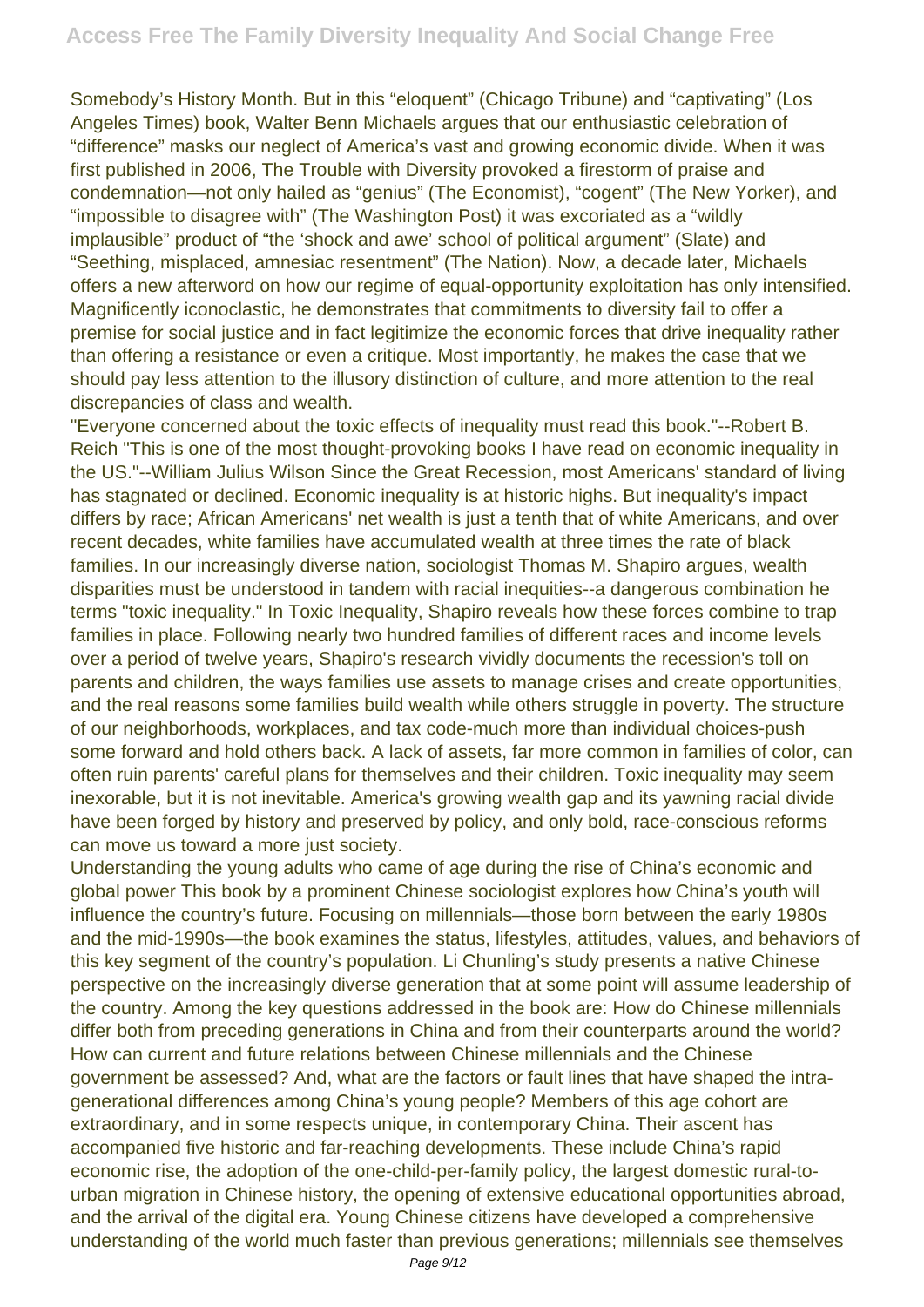Somebody's History Month. But in this "eloquent" (Chicago Tribune) and "captivating" (Los Angeles Times) book, Walter Benn Michaels argues that our enthusiastic celebration of "difference" masks our neglect of America's vast and growing economic divide. When it was first published in 2006, The Trouble with Diversity provoked a firestorm of praise and condemnation—not only hailed as "genius" (The Economist), "cogent" (The New Yorker), and "impossible to disagree with" (The Washington Post) it was excoriated as a "wildly implausible" product of "the 'shock and awe' school of political argument" (Slate) and "Seething, misplaced, amnesiac resentment" (The Nation). Now, a decade later, Michaels offers a new afterword on how our regime of equal-opportunity exploitation has only intensified. Magnificently iconoclastic, he demonstrates that commitments to diversity fail to offer a premise for social justice and in fact legitimize the economic forces that drive inequality rather than offering a resistance or even a critique. Most importantly, he makes the case that we should pay less attention to the illusory distinction of culture, and more attention to the real discrepancies of class and wealth.

"Everyone concerned about the toxic effects of inequality must read this book."--Robert B. Reich "This is one of the most thought-provoking books I have read on economic inequality in the US."--William Julius Wilson Since the Great Recession, most Americans' standard of living has stagnated or declined. Economic inequality is at historic highs. But inequality's impact differs by race; African Americans' net wealth is just a tenth that of white Americans, and over recent decades, white families have accumulated wealth at three times the rate of black families. In our increasingly diverse nation, sociologist Thomas M. Shapiro argues, wealth disparities must be understood in tandem with racial inequities--a dangerous combination he terms "toxic inequality." In Toxic Inequality, Shapiro reveals how these forces combine to trap families in place. Following nearly two hundred families of different races and income levels over a period of twelve years, Shapiro's research vividly documents the recession's toll on parents and children, the ways families use assets to manage crises and create opportunities, and the real reasons some families build wealth while others struggle in poverty. The structure of our neighborhoods, workplaces, and tax code-much more than individual choices-push some forward and hold others back. A lack of assets, far more common in families of color, can often ruin parents' careful plans for themselves and their children. Toxic inequality may seem inexorable, but it is not inevitable. America's growing wealth gap and its yawning racial divide have been forged by history and preserved by policy, and only bold, race-conscious reforms can move us toward a more just society.

Understanding the young adults who came of age during the rise of China's economic and global power This book by a prominent Chinese sociologist explores how China's youth will influence the country's future. Focusing on millennials—those born between the early 1980s and the mid-1990s—the book examines the status, lifestyles, attitudes, values, and behaviors of this key segment of the country's population. Li Chunling's study presents a native Chinese perspective on the increasingly diverse generation that at some point will assume leadership of the country. Among the key questions addressed in the book are: How do Chinese millennials differ both from preceding generations in China and from their counterparts around the world? How can current and future relations between Chinese millennials and the Chinese government be assessed? And, what are the factors or fault lines that have shaped the intra-generational differences among China's young people? Members of this age cohort are extraordinary, and in some respects unique, in contemporary China. Their ascent has accompanied five historic and far-reaching developments. These include China's rapid economic rise, the adoption of the one-child-per-family policy, the largest domestic rural-to-urban migration in Chinese history, the opening of extensive educational opportunities abroad, and the arrival of the digital era. Young Chinese citizens have developed a comprehensive understanding of the world much faster than previous generations; millennials see themselves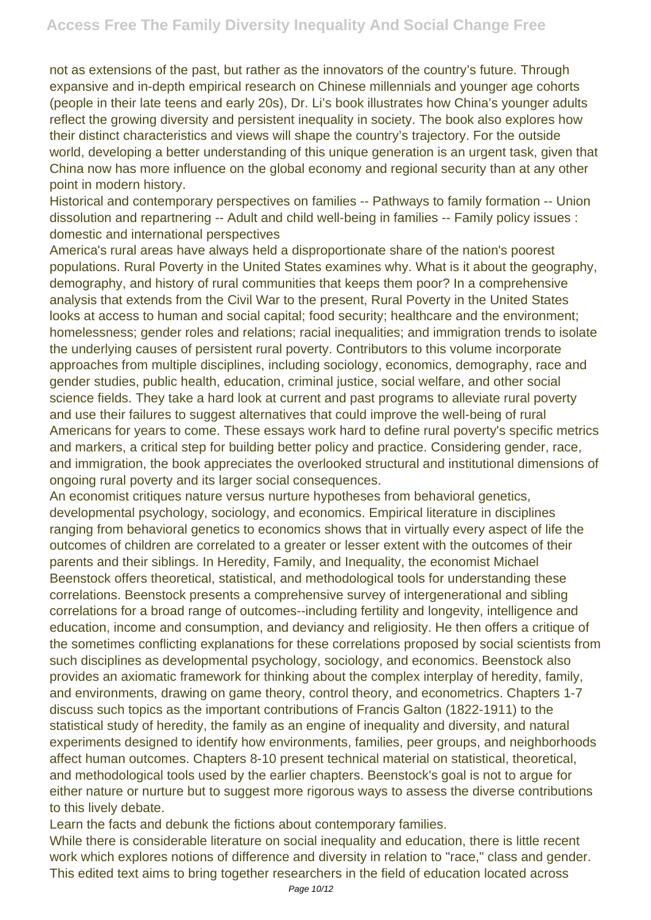not as extensions of the past, but rather as the innovators of the country's future. Through expansive and in-depth empirical research on Chinese millennials and younger age cohorts (people in their late teens and early 20s), Dr. Li's book illustrates how China's younger adults reflect the growing diversity and persistent inequality in society. The book also explores how their distinct characteristics and views will shape the country's trajectory. For the outside world, developing a better understanding of this unique generation is an urgent task, given that China now has more influence on the global economy and regional security than at any other point in modern history.

Historical and contemporary perspectives on families -- Pathways to family formation -- Union dissolution and repartnering -- Adult and child well-being in families -- Family policy issues : domestic and international perspectives

America's rural areas have always held a disproportionate share of the nation's poorest populations. Rural Poverty in the United States examines why. What is it about the geography, demography, and history of rural communities that keeps them poor? In a comprehensive analysis that extends from the Civil War to the present, Rural Poverty in the United States looks at access to human and social capital; food security; healthcare and the environment; homelessness; gender roles and relations; racial inequalities; and immigration trends to isolate the underlying causes of persistent rural poverty. Contributors to this volume incorporate approaches from multiple disciplines, including sociology, economics, demography, race and gender studies, public health, education, criminal justice, social welfare, and other social science fields. They take a hard look at current and past programs to alleviate rural poverty and use their failures to suggest alternatives that could improve the well-being of rural Americans for years to come. These essays work hard to define rural poverty's specific metrics and markers, a critical step for building better policy and practice. Considering gender, race, and immigration, the book appreciates the overlooked structural and institutional dimensions of ongoing rural poverty and its larger social consequences.

An economist critiques nature versus nurture hypotheses from behavioral genetics, developmental psychology, sociology, and economics. Empirical literature in disciplines ranging from behavioral genetics to economics shows that in virtually every aspect of life the outcomes of children are correlated to a greater or lesser extent with the outcomes of their parents and their siblings. In Heredity, Family, and Inequality, the economist Michael Beenstock offers theoretical, statistical, and methodological tools for understanding these correlations. Beenstock presents a comprehensive survey of intergenerational and sibling correlations for a broad range of outcomes--including fertility and longevity, intelligence and education, income and consumption, and deviancy and religiosity. He then offers a critique of the sometimes conflicting explanations for these correlations proposed by social scientists from such disciplines as developmental psychology, sociology, and economics. Beenstock also provides an axiomatic framework for thinking about the complex interplay of heredity, family, and environments, drawing on game theory, control theory, and econometrics. Chapters 1-7 discuss such topics as the important contributions of Francis Galton (1822-1911) to the statistical study of heredity, the family as an engine of inequality and diversity, and natural experiments designed to identify how environments, families, peer groups, and neighborhoods affect human outcomes. Chapters 8-10 present technical material on statistical, theoretical, and methodological tools used by the earlier chapters. Beenstock's goal is not to argue for either nature or nurture but to suggest more rigorous ways to assess the diverse contributions to this lively debate.

Learn the facts and debunk the fictions about contemporary families.

While there is considerable literature on social inequality and education, there is little recent work which explores notions of difference and diversity in relation to "race," class and gender. This edited text aims to bring together researchers in the field of education located across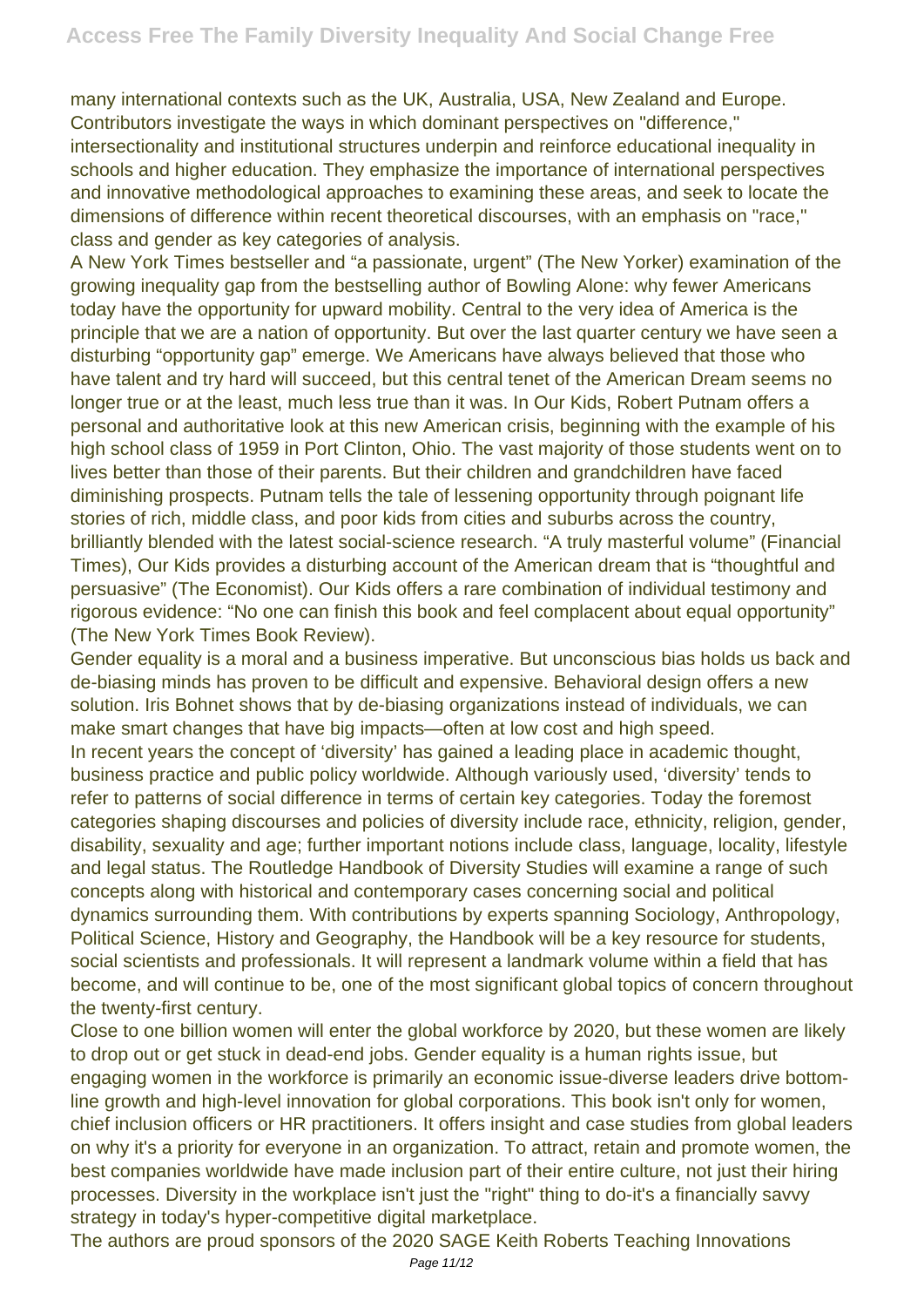many international contexts such as the UK, Australia, USA, New Zealand and Europe. Contributors investigate the ways in which dominant perspectives on "difference," intersectionality and institutional structures underpin and reinforce educational inequality in schools and higher education. They emphasize the importance of international perspectives and innovative methodological approaches to examining these areas, and seek to locate the dimensions of difference within recent theoretical discourses, with an emphasis on "race," class and gender as key categories of analysis.

A New York Times bestseller and "a passionate, urgent" (The New Yorker) examination of the growing inequality gap from the bestselling author of Bowling Alone: why fewer Americans today have the opportunity for upward mobility. Central to the very idea of America is the principle that we are a nation of opportunity. But over the last quarter century we have seen a disturbing "opportunity gap" emerge. We Americans have always believed that those who have talent and try hard will succeed, but this central tenet of the American Dream seems no longer true or at the least, much less true than it was. In Our Kids, Robert Putnam offers a personal and authoritative look at this new American crisis, beginning with the example of his high school class of 1959 in Port Clinton, Ohio. The vast majority of those students went on to lives better than those of their parents. But their children and grandchildren have faced diminishing prospects. Putnam tells the tale of lessening opportunity through poignant life stories of rich, middle class, and poor kids from cities and suburbs across the country, brilliantly blended with the latest social-science research. "A truly masterful volume" (Financial Times), Our Kids provides a disturbing account of the American dream that is "thoughtful and persuasive" (The Economist). Our Kids offers a rare combination of individual testimony and rigorous evidence: "No one can finish this book and feel complacent about equal opportunity" (The New York Times Book Review).

Gender equality is a moral and a business imperative. But unconscious bias holds us back and de-biasing minds has proven to be difficult and expensive. Behavioral design offers a new solution. Iris Bohnet shows that by de-biasing organizations instead of individuals, we can make smart changes that have big impacts—often at low cost and high speed.

In recent years the concept of 'diversity' has gained a leading place in academic thought, business practice and public policy worldwide. Although variously used, 'diversity' tends to refer to patterns of social difference in terms of certain key categories. Today the foremost categories shaping discourses and policies of diversity include race, ethnicity, religion, gender, disability, sexuality and age; further important notions include class, language, locality, lifestyle and legal status. The Routledge Handbook of Diversity Studies will examine a range of such concepts along with historical and contemporary cases concerning social and political dynamics surrounding them. With contributions by experts spanning Sociology, Anthropology, Political Science, History and Geography, the Handbook will be a key resource for students, social scientists and professionals. It will represent a landmark volume within a field that has become, and will continue to be, one of the most significant global topics of concern throughout the twenty-first century.

Close to one billion women will enter the global workforce by 2020, but these women are likely to drop out or get stuck in dead-end jobs. Gender equality is a human rights issue, but engaging women in the workforce is primarily an economic issue-diverse leaders drive bottom-line growth and high-level innovation for global corporations. This book isn't only for women, chief inclusion officers or HR practitioners. It offers insight and case studies from global leaders on why it's a priority for everyone in an organization. To attract, retain and promote women, the best companies worldwide have made inclusion part of their entire culture, not just their hiring processes. Diversity in the workplace isn't just the "right" thing to do-it's a financially savvy strategy in today's hyper-competitive digital marketplace.

The authors are proud sponsors of the 2020 SAGE Keith Roberts Teaching Innovations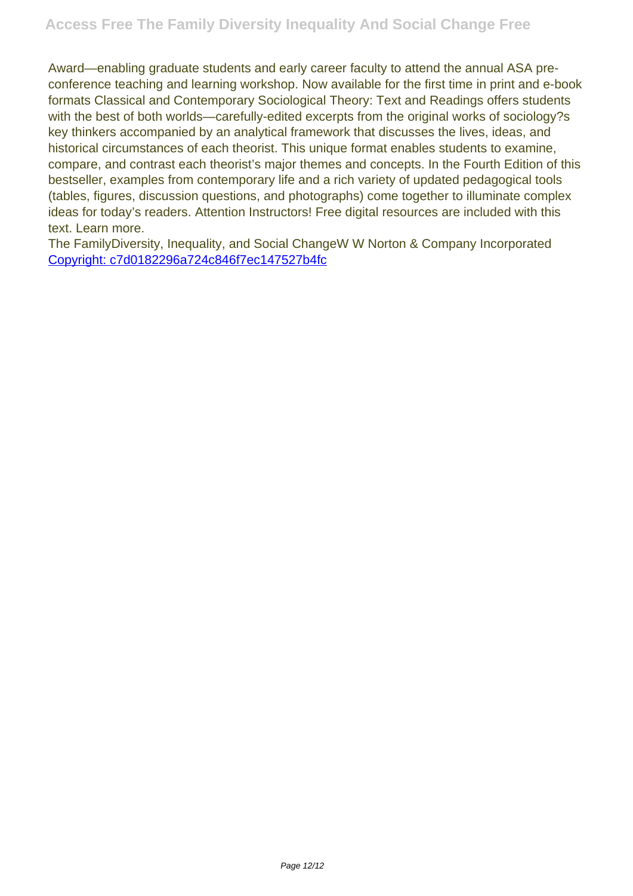Award—enabling graduate students and early career faculty to attend the annual ASA pre-conference teaching and learning workshop. Now available for the first time in print and e-book formats Classical and Contemporary Sociological Theory: Text and Readings offers students with the best of both worlds—carefully-edited excerpts from the original works of sociology?s key thinkers accompanied by an analytical framework that discusses the lives, ideas, and historical circumstances of each theorist. This unique format enables students to examine, compare, and contrast each theorist's major themes and concepts. In the Fourth Edition of this bestseller, examples from contemporary life and a rich variety of updated pedagogical tools (tables, figures, discussion questions, and photographs) come together to illuminate complex ideas for today's readers. Attention Instructors! Free digital resources are included with this text. Learn more.

The FamilyDiversity, Inequality, and Social ChangeW W Norton & Company Incorporated

Copyright: c7d0182296a724c846f7ec147527b4fc